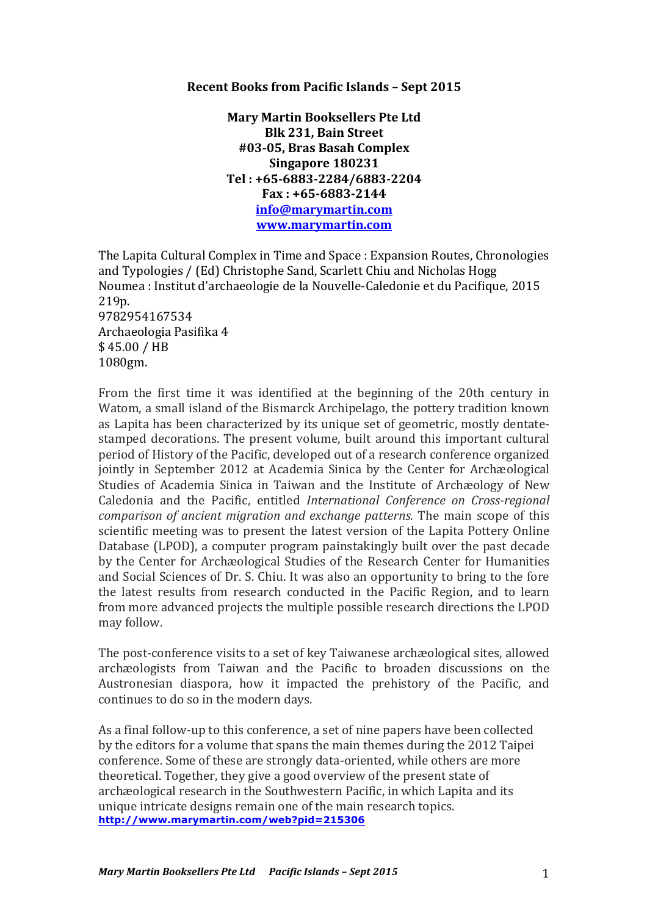**Recent Books from Pacific Islands – Sept 2015**

**Mary Martin Booksellers Pte Ltd**
**Blk 231, Bain Street**
**#03-05, Bras Basah Complex**
**Singapore 180231**
**Tel : +65-6883-2284/6883-2204**
**Fax : +65-6883-2144**
**info@marymartin.com**
**www.marymartin.com**

The Lapita Cultural Complex in Time and Space : Expansion Routes, Chronologies and Typologies / (Ed) Christophe Sand, Scarlett Chiu and Nicholas Hogg
Noumea : Institut d'archaeologie de la Nouvelle-Caledonie et du Pacifique, 2015
219p.
9782954167534
Archaeologia Pasifika 4
$ 45.00 / HB
1080gm.

From the first time it was identified at the beginning of the 20th century in Watom, a small island of the Bismarck Archipelago, the pottery tradition known as Lapita has been characterized by its unique set of geometric, mostly dentate-stamped decorations. The present volume, built around this important cultural period of History of the Pacific, developed out of a research conference organized jointly in September 2012 at Academia Sinica by the Center for Archæological Studies of Academia Sinica in Taiwan and the Institute of Archæology of New Caledonia and the Pacific, entitled *International Conference on Cross-regional comparison of ancient migration and exchange patterns*. The main scope of this scientific meeting was to present the latest version of the Lapita Pottery Online Database (LPOD), a computer program painstakingly built over the past decade by the Center for Archæological Studies of the Research Center for Humanities and Social Sciences of Dr. S. Chiu. It was also an opportunity to bring to the fore the latest results from research conducted in the Pacific Region, and to learn from more advanced projects the multiple possible research directions the LPOD may follow.

The post-conference visits to a set of key Taiwanese archæological sites, allowed archæologists from Taiwan and the Pacific to broaden discussions on the Austronesian diaspora, how it impacted the prehistory of the Pacific, and continues to do so in the modern days.

As a final follow-up to this conference, a set of nine papers have been collected by the editors for a volume that spans the main themes during the 2012 Taipei conference. Some of these are strongly data-oriented, while others are more theoretical. Together, they give a good overview of the present state of archæological research in the Southwestern Pacific, in which Lapita and its unique intricate designs remain one of the main research topics.
**http://www.marymartin.com/web?pid=215306**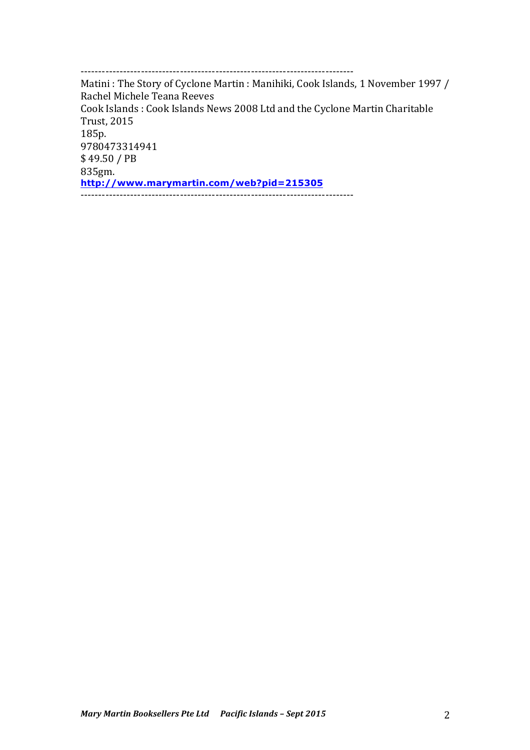------------------------------------------------------------------------------

Matini : The Story of Cyclone Martin : Manihiki, Cook Islands, 1 November 1997 / Rachel Michele Teana Reeves
Cook Islands : Cook Islands News 2008 Ltd and the Cyclone Martin Charitable Trust, 2015
185p.
9780473314941
$ 49.50 / PB
835gm.
**http://www.marymartin.com/web?pid=215305**

------------------------------------------------------------------------------